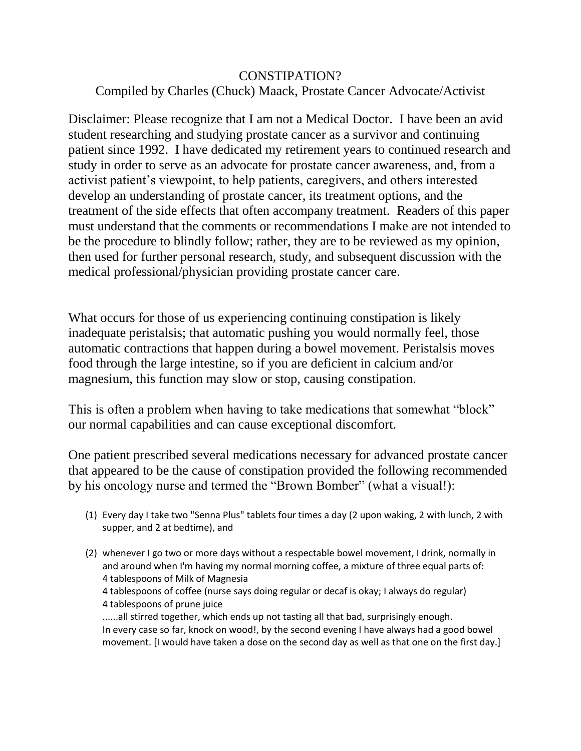# CONSTIPATION?

Compiled by Charles (Chuck) Maack, Prostate Cancer Advocate/Activist

Disclaimer: Please recognize that I am not a Medical Doctor. I have been an avid student researching and studying prostate cancer as a survivor and continuing patient since 1992. I have dedicated my retirement years to continued research and study in order to serve as an advocate for prostate cancer awareness, and, from a activist patient's viewpoint, to help patients, caregivers, and others interested develop an understanding of prostate cancer, its treatment options, and the treatment of the side effects that often accompany treatment. Readers of this paper must understand that the comments or recommendations I make are not intended to be the procedure to blindly follow; rather, they are to be reviewed as my opinion, then used for further personal research, study, and subsequent discussion with the medical professional/physician providing prostate cancer care.

What occurs for those of us experiencing continuing constipation is likely inadequate peristalsis; that automatic pushing you would normally feel, those automatic contractions that happen during a bowel movement. Peristalsis moves food through the large intestine, so if you are deficient in calcium and/or magnesium, this function may slow or stop, causing constipation.

This is often a problem when having to take medications that somewhat "block" our normal capabilities and can cause exceptional discomfort.

One patient prescribed several medications necessary for advanced prostate cancer that appeared to be the cause of constipation provided the following recommended by his oncology nurse and termed the "Brown Bomber" (what a visual!):

(1) Every day I take two "Senna Plus" tablets four times a day (2 upon waking, 2 with lunch, 2 with supper, and 2 at bedtime), and

(2) whenever I go two or more days without a respectable bowel movement, I drink, normally in and around when I'm having my normal morning coffee, a mixture of three equal parts of:
4 tablespoons of Milk of Magnesia
4 tablespoons of coffee (nurse says doing regular or decaf is okay; I always do regular)
4 tablespoons of prune juice
......all stirred together, which ends up not tasting all that bad, surprisingly enough.
In every case so far, knock on wood!, by the second evening I have always had a good bowel movement. [I would have taken a dose on the second day as well as that one on the first day.]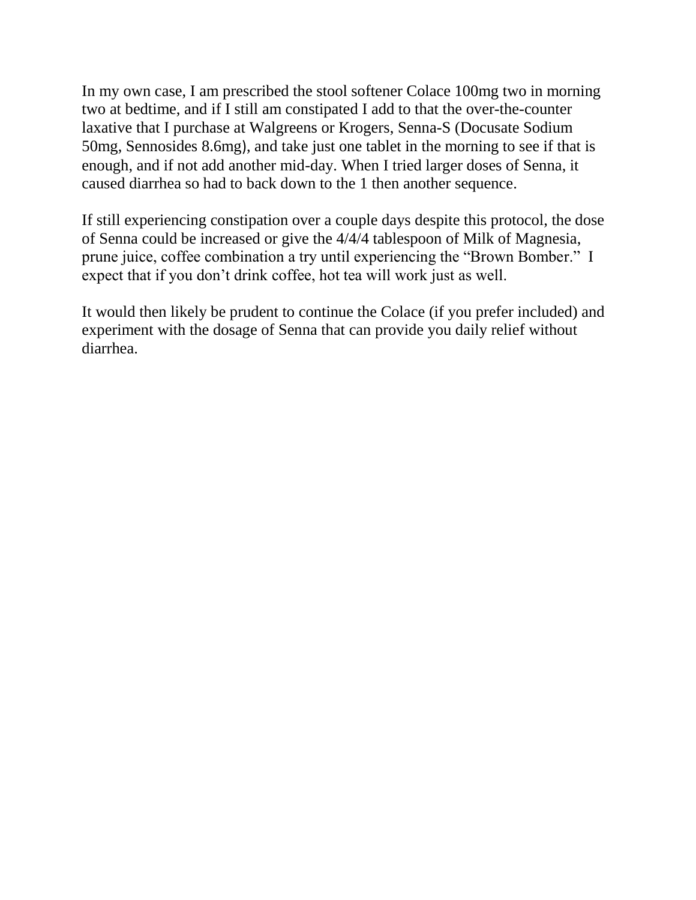In my own case, I am prescribed the stool softener Colace 100mg two in morning two at bedtime, and if I still am constipated I add to that the over-the-counter laxative that I purchase at Walgreens or Krogers, Senna-S (Docusate Sodium 50mg, Sennosides 8.6mg), and take just one tablet in the morning to see if that is enough, and if not add another mid-day. When I tried larger doses of Senna, it caused diarrhea so had to back down to the 1 then another sequence.

If still experiencing constipation over a couple days despite this protocol, the dose of Senna could be increased or give the 4/4/4 tablespoon of Milk of Magnesia, prune juice, coffee combination a try until experiencing the "Brown Bomber." I expect that if you don't drink coffee, hot tea will work just as well.

It would then likely be prudent to continue the Colace (if you prefer included) and experiment with the dosage of Senna that can provide you daily relief without diarrhea.